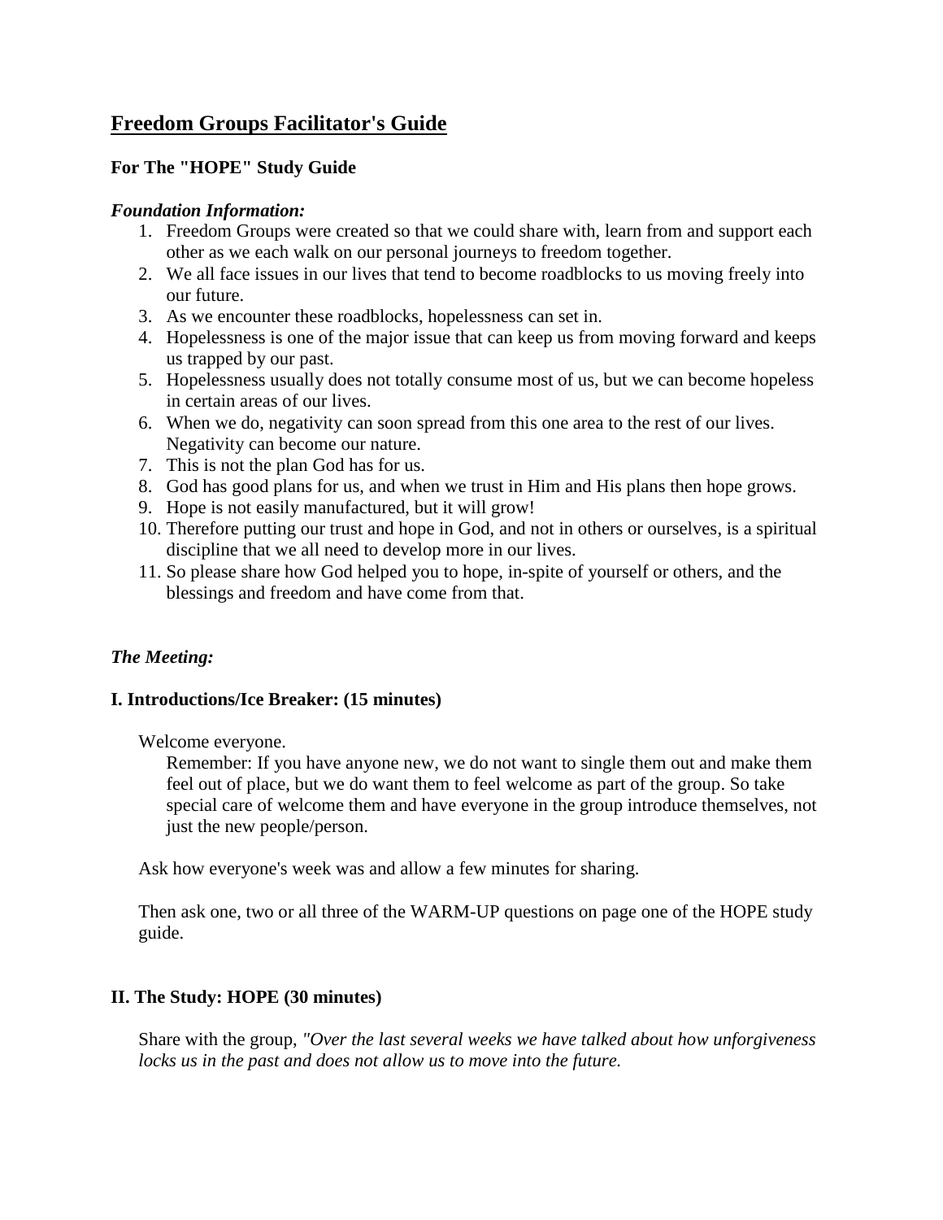# <u>Freedom Groups Facilitator's Guide</u>

**For The "HOPE" Study Guide**

***Foundation Information:***

1. Freedom Groups were created so that we could share with, learn from and support each other as we each walk on our personal journeys to freedom together.
2. We all face issues in our lives that tend to become roadblocks to us moving freely into our future.
3. As we encounter these roadblocks, hopelessness can set in.
4. Hopelessness is one of the major issue that can keep us from moving forward and keeps us trapped by our past.
5. Hopelessness usually does not totally consume most of us, but we can become hopeless in certain areas of our lives.
6. When we do, negativity can soon spread from this one area to the rest of our lives. Negativity can become our nature.
7. This is not the plan God has for us.
8. God has good plans for us, and when we trust in Him and His plans then hope grows.
9. Hope is not easily manufactured, but it will grow!
10. Therefore putting our trust and hope in God, and not in others or ourselves, is a spiritual discipline that we all need to develop more in our lives.
11. So please share how God helped you to hope, in-spite of yourself or others, and the blessings and freedom and have come from that.

***The Meeting:***

**I. Introductions/Ice Breaker: (15 minutes)**

Welcome everyone.

Remember: If you have anyone new, we do not want to single them out and make them feel out of place, but we do want them to feel welcome as part of the group. So take special care of welcome them and have everyone in the group introduce themselves, not just the new people/person.

Ask how everyone's week was and allow a few minutes for sharing.

Then ask one, two or all three of the WARM-UP questions on page one of the HOPE study guide.

**II. The Study: HOPE (30 minutes)**

Share with the group, *"Over the last several weeks we have talked about how unforgiveness locks us in the past and does not allow us to move into the future.*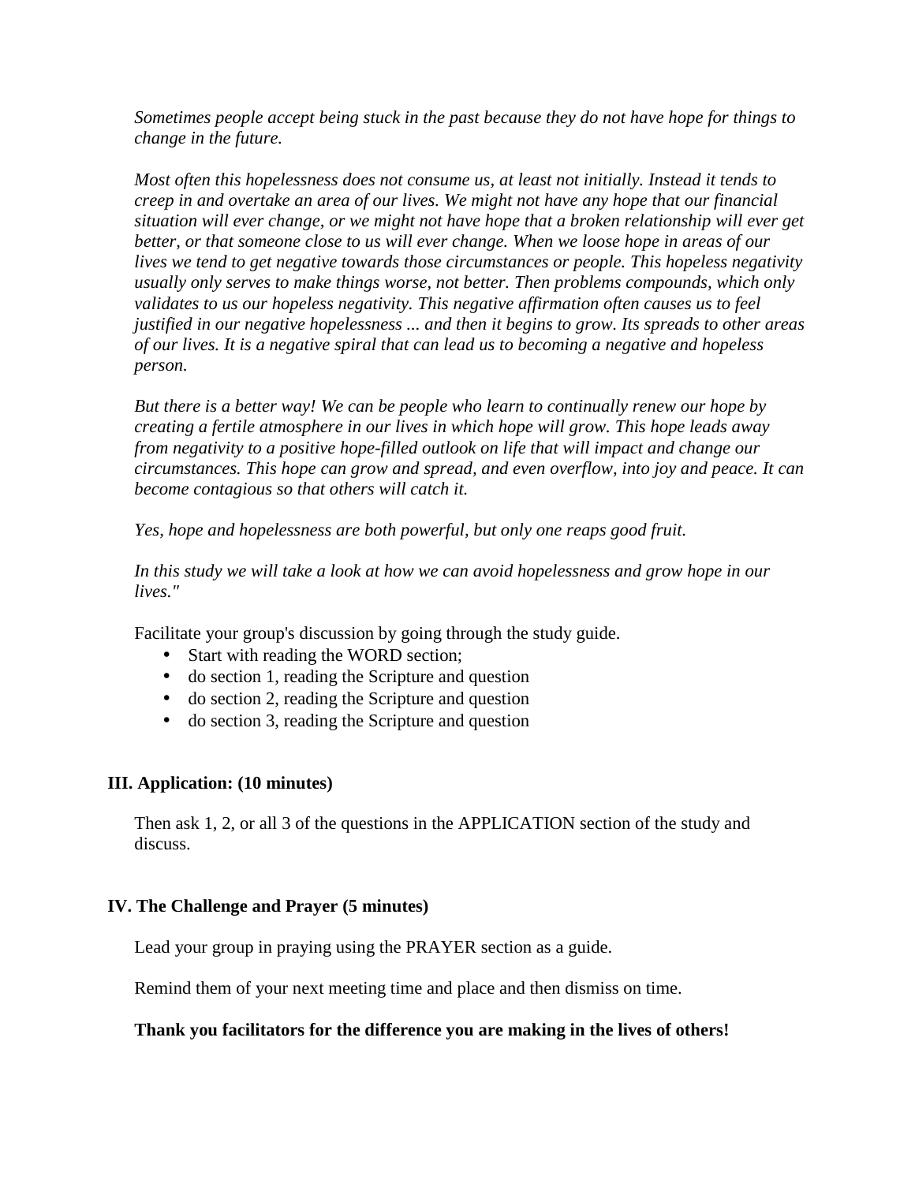*Sometimes people accept being stuck in the past because they do not have hope for things to change in the future.*

*Most often this hopelessness does not consume us, at least not initially. Instead it tends to creep in and overtake an area of our lives. We might not have any hope that our financial situation will ever change, or we might not have hope that a broken relationship will ever get better, or that someone close to us will ever change. When we loose hope in areas of our lives we tend to get negative towards those circumstances or people. This hopeless negativity usually only serves to make things worse, not better. Then problems compounds, which only validates to us our hopeless negativity. This negative affirmation often causes us to feel justified in our negative hopelessness ... and then it begins to grow. Its spreads to other areas of our lives. It is a negative spiral that can lead us to becoming a negative and hopeless person.*

*But there is a better way! We can be people who learn to continually renew our hope by creating a fertile atmosphere in our lives in which hope will grow. This hope leads away from negativity to a positive hope-filled outlook on life that will impact and change our circumstances. This hope can grow and spread, and even overflow, into joy and peace. It can become contagious so that others will catch it.*

*Yes, hope and hopelessness are both powerful, but only one reaps good fruit.*

*In this study we will take a look at how we can avoid hopelessness and grow hope in our lives."*

Facilitate your group's discussion by going through the study guide.

- Start with reading the WORD section;
- do section 1, reading the Scripture and question
- do section 2, reading the Scripture and question
- do section 3, reading the Scripture and question

**III. Application: (10 minutes)**

Then ask 1, 2, or all 3 of the questions in the APPLICATION section of the study and discuss.

**IV. The Challenge and Prayer (5 minutes)**

Lead your group in praying using the PRAYER section as a guide.

Remind them of your next meeting time and place and then dismiss on time.

**Thank you facilitators for the difference you are making in the lives of others!**